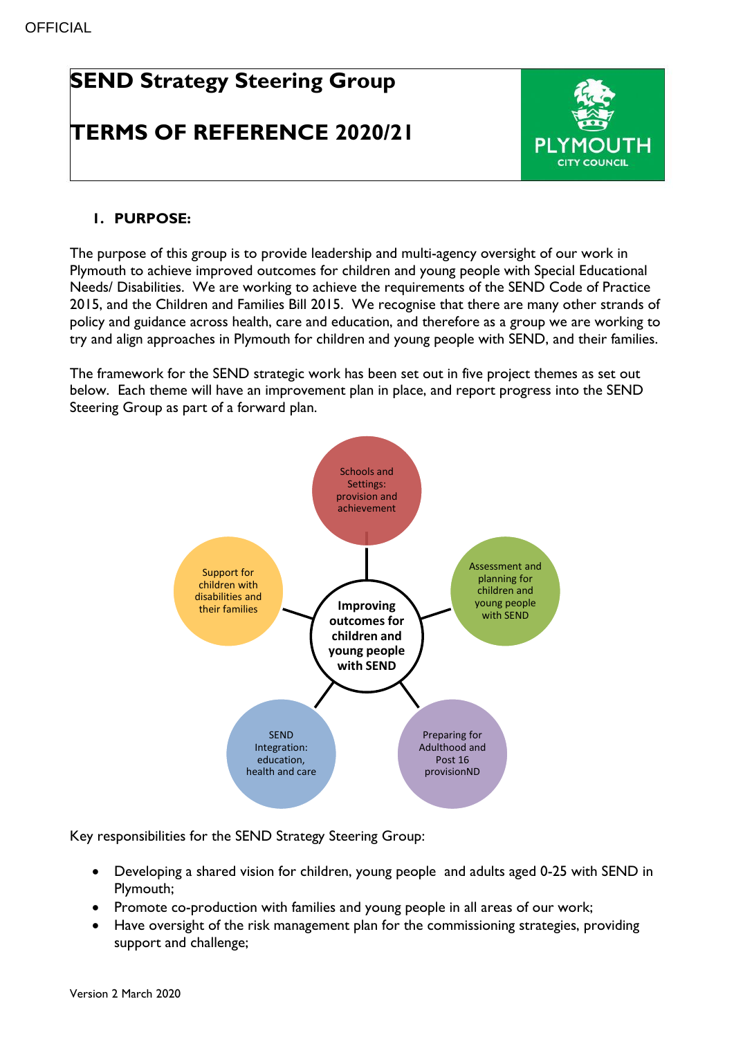OFFICIAL

# SEND Strategy Steering Group

# TERMS OF REFERENCE 2020/21

PLYMOUTH CITY COUNCIL

## 1. PURPOSE:

The purpose of this group is to provide leadership and multi-agency oversight of our work in Plymouth to achieve improved outcomes for children and young people with Special Educational Needs/ Disabilities. We are working to achieve the requirements of the SEND Code of Practice 2015, and the Children and Families Bill 2015. We recognise that there are many other strands of policy and guidance across health, care and education, and therefore as a group we are working to try and align approaches in Plymouth for children and young people with SEND, and their families.

The framework for the SEND strategic work has been set out in five project themes as set out below. Each theme will have an improvement plan in place, and report progress into the SEND Steering Group as part of a forward plan.

**Improving outcomes for children and young people with SEND**

- Schools and Settings: provision and achievement
- Assessment and planning for children and young people with SEND
- Preparing for Adulthood and Post 16 provisionND
- SEND Integration: education, health and care
- Support for children with disabilities and their families

Key responsibilities for the SEND Strategy Steering Group:

- Developing a shared vision for children, young people and adults aged 0-25 with SEND in Plymouth;
- Promote co-production with families and young people in all areas of our work;
- Have oversight of the risk management plan for the commissioning strategies, providing support and challenge;

Version 2 March 2020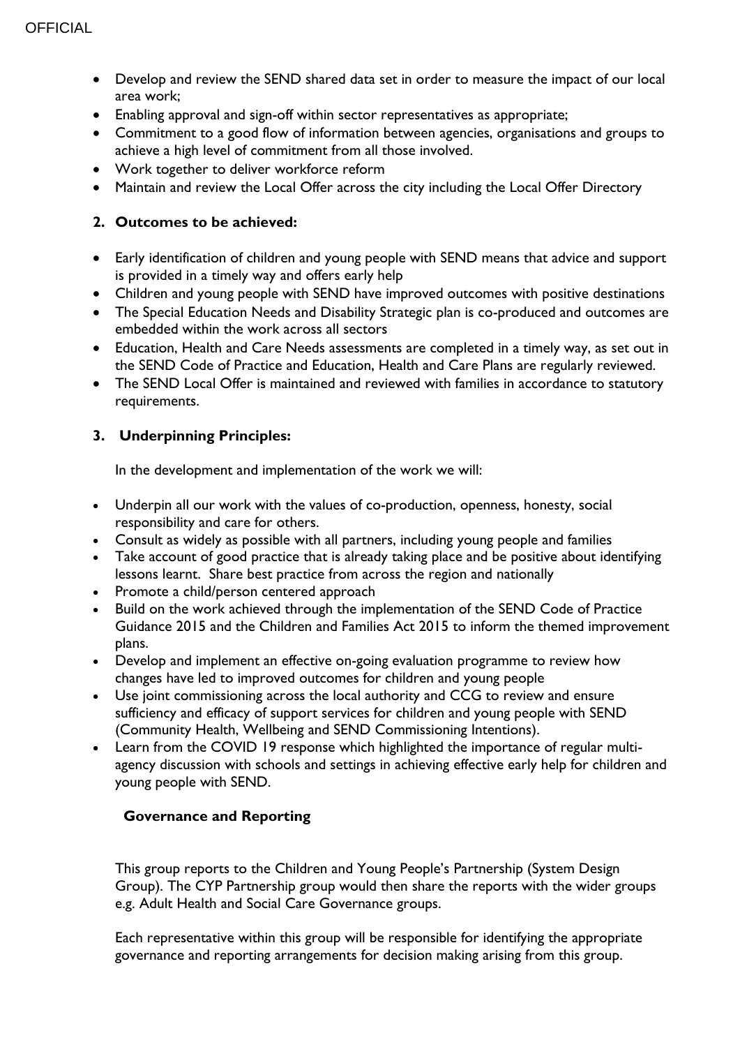- Develop and review the SEND shared data set in order to measure the impact of our local area work;
- Enabling approval and sign-off within sector representatives as appropriate;
- Commitment to a good flow of information between agencies, organisations and groups to achieve a high level of commitment from all those involved.
- Work together to deliver workforce reform
- Maintain and review the Local Offer across the city including the Local Offer Directory

## 2. Outcomes to be achieved:

- Early identification of children and young people with SEND means that advice and support is provided in a timely way and offers early help
- Children and young people with SEND have improved outcomes with positive destinations
- The Special Education Needs and Disability Strategic plan is co-produced and outcomes are embedded within the work across all sectors
- Education, Health and Care Needs assessments are completed in a timely way, as set out in the SEND Code of Practice and Education, Health and Care Plans are regularly reviewed.
- The SEND Local Offer is maintained and reviewed with families in accordance to statutory requirements.

## 3. Underpinning Principles:

In the development and implementation of the work we will:

- Underpin all our work with the values of co-production, openness, honesty, social responsibility and care for others.
- Consult as widely as possible with all partners, including young people and families
- Take account of good practice that is already taking place and be positive about identifying lessons learnt. Share best practice from across the region and nationally
- Promote a child/person centered approach
- Build on the work achieved through the implementation of the SEND Code of Practice Guidance 2015 and the Children and Families Act 2015 to inform the themed improvement plans.
- Develop and implement an effective on-going evaluation programme to review how changes have led to improved outcomes for children and young people
- Use joint commissioning across the local authority and CCG to review and ensure sufficiency and efficacy of support services for children and young people with SEND (Community Health, Wellbeing and SEND Commissioning Intentions).
- Learn from the COVID 19 response which highlighted the importance of regular multi-agency discussion with schools and settings in achieving effective early help for children and young people with SEND.

## Governance and Reporting

This group reports to the Children and Young People's Partnership (System Design Group). The CYP Partnership group would then share the reports with the wider groups e.g. Adult Health and Social Care Governance groups.

Each representative within this group will be responsible for identifying the appropriate governance and reporting arrangements for decision making arising from this group.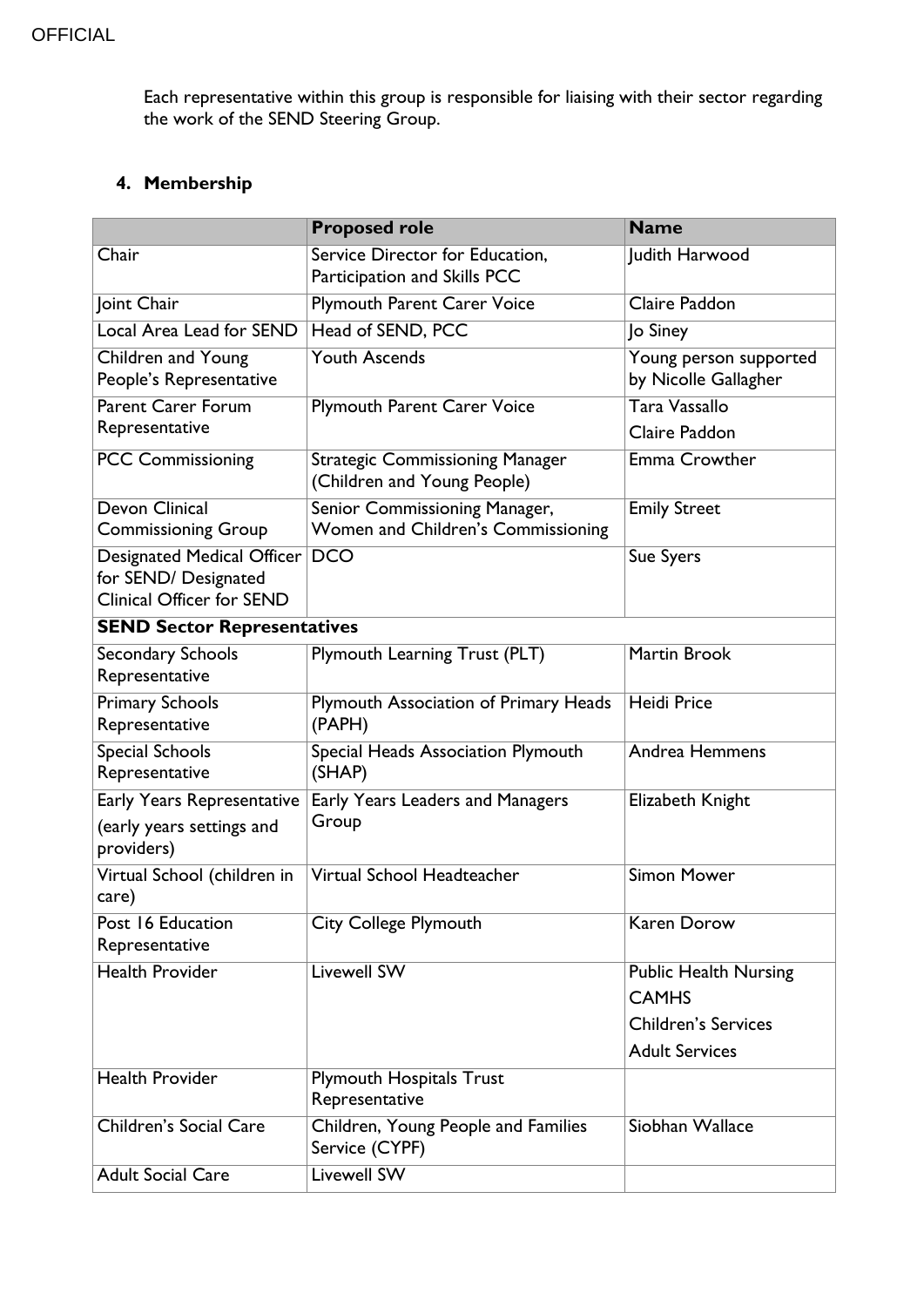Each representative within this group is responsible for liaising with their sector regarding the work of the SEND Steering Group.

## 4. Membership

| | Proposed role | Name |
|---|---|---|
| Chair | Service Director for Education, Participation and Skills PCC | Judith Harwood |
| Joint Chair | Plymouth Parent Carer Voice | Claire Paddon |
| Local Area Lead for SEND | Head of SEND, PCC | Jo Siney |
| Children and Young People's Representative | Youth Ascends | Young person supported by Nicolle Gallagher |
| Parent Carer Forum Representative | Plymouth Parent Carer Voice | Tara Vassallo<br>Claire Paddon |
| PCC Commissioning | Strategic Commissioning Manager (Children and Young People) | Emma Crowther |
| Devon Clinical Commissioning Group | Senior Commissioning Manager, Women and Children's Commissioning | Emily Street |
| Designated Medical Officer for SEND/ Designated Clinical Officer for SEND | DCO | Sue Syers |
| **SEND Sector Representatives** | | |
| Secondary Schools Representative | Plymouth Learning Trust (PLT) | Martin Brook |
| Primary Schools Representative | Plymouth Association of Primary Heads (PAPH) | Heidi Price |
| Special Schools Representative | Special Heads Association Plymouth (SHAP) | Andrea Hemmens |
| Early Years Representative<br>(early years settings and providers) | Early Years Leaders and Managers Group | Elizabeth Knight |
| Virtual School (children in care) | Virtual School Headteacher | Simon Mower |
| Post 16 Education Representative | City College Plymouth | Karen Dorow |
| Health Provider | Livewell SW | Public Health Nursing<br>CAMHS<br>Children's Services<br>Adult Services |
| Health Provider | Plymouth Hospitals Trust Representative | |
| Children's Social Care | Children, Young People and Families Service (CYPF) | Siobhan Wallace |
| Adult Social Care | Livewell SW | |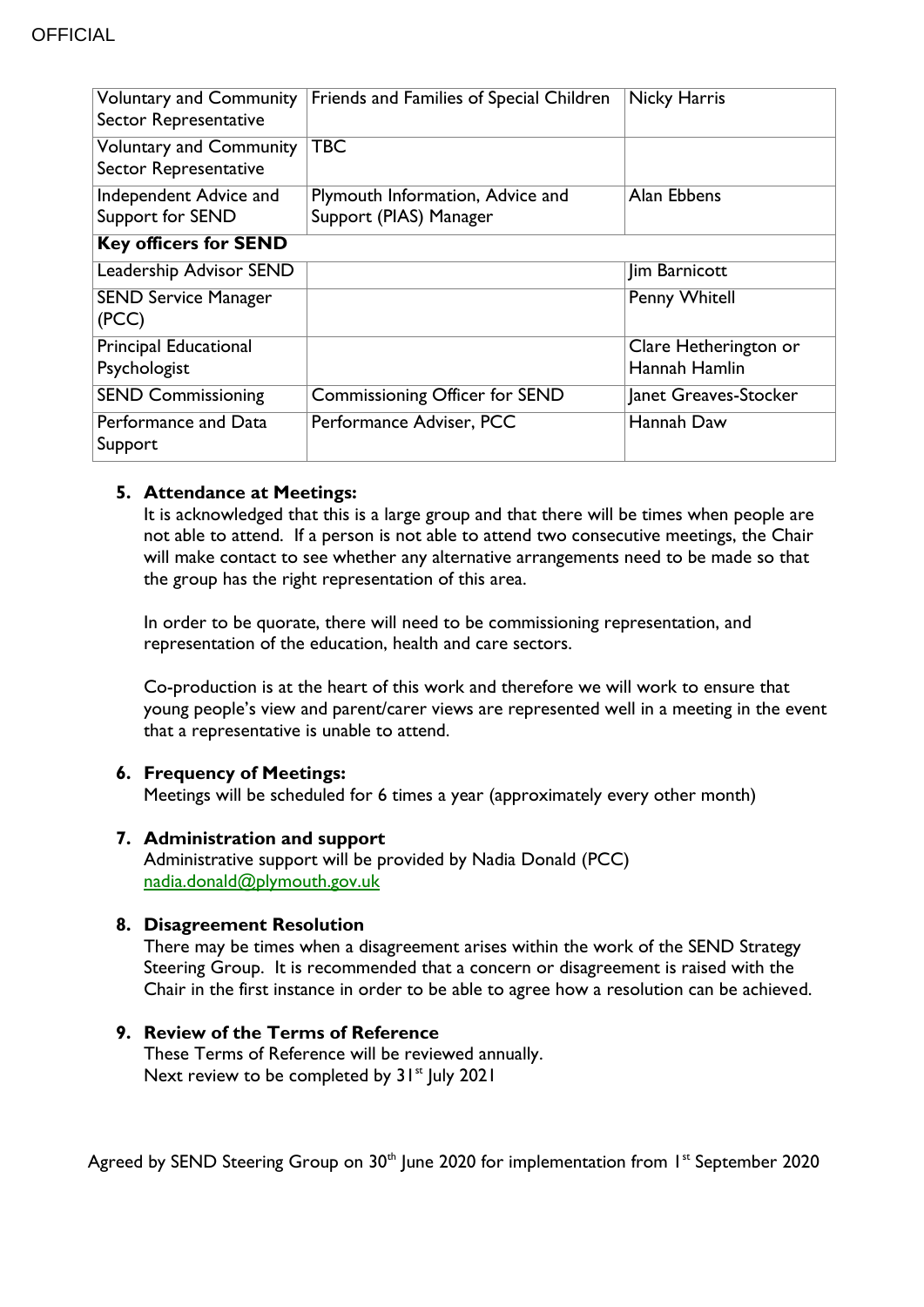| | | |
|---|---|---|
| Voluntary and Community Sector Representative | Friends and Families of Special Children | Nicky Harris |
| Voluntary and Community Sector Representative | TBC | |
| Independent Advice and Support for SEND | Plymouth Information, Advice and Support (PIAS) Manager | Alan Ebbens |
| **Key officers for SEND** | | |
| Leadership Advisor SEND | | Jim Barnicott |
| SEND Service Manager (PCC) | | Penny Whitell |
| Principal Educational Psychologist | | Clare Hetherington or Hannah Hamlin |
| SEND Commissioning | Commissioning Officer for SEND | Janet Greaves-Stocker |
| Performance and Data Support | Performance Adviser, PCC | Hannah Daw |

**5. Attendance at Meetings:**

It is acknowledged that this is a large group and that there will be times when people are not able to attend. If a person is not able to attend two consecutive meetings, the Chair will make contact to see whether any alternative arrangements need to be made so that the group has the right representation of this area.

In order to be quorate, there will need to be commissioning representation, and representation of the education, health and care sectors.

Co-production is at the heart of this work and therefore we will work to ensure that young people's view and parent/carer views are represented well in a meeting in the event that a representative is unable to attend.

**6. Frequency of Meetings:**

Meetings will be scheduled for 6 times a year (approximately every other month)

**7. Administration and support**

Administrative support will be provided by Nadia Donald (PCC)
nadia.donald@plymouth.gov.uk

**8. Disagreement Resolution**

There may be times when a disagreement arises within the work of the SEND Strategy Steering Group. It is recommended that a concern or disagreement is raised with the Chair in the first instance in order to be able to agree how a resolution can be achieved.

**9. Review of the Terms of Reference**

These Terms of Reference will be reviewed annually.
Next review to be completed by 31st July 2021

Agreed by SEND Steering Group on 30th June 2020 for implementation from 1st September 2020